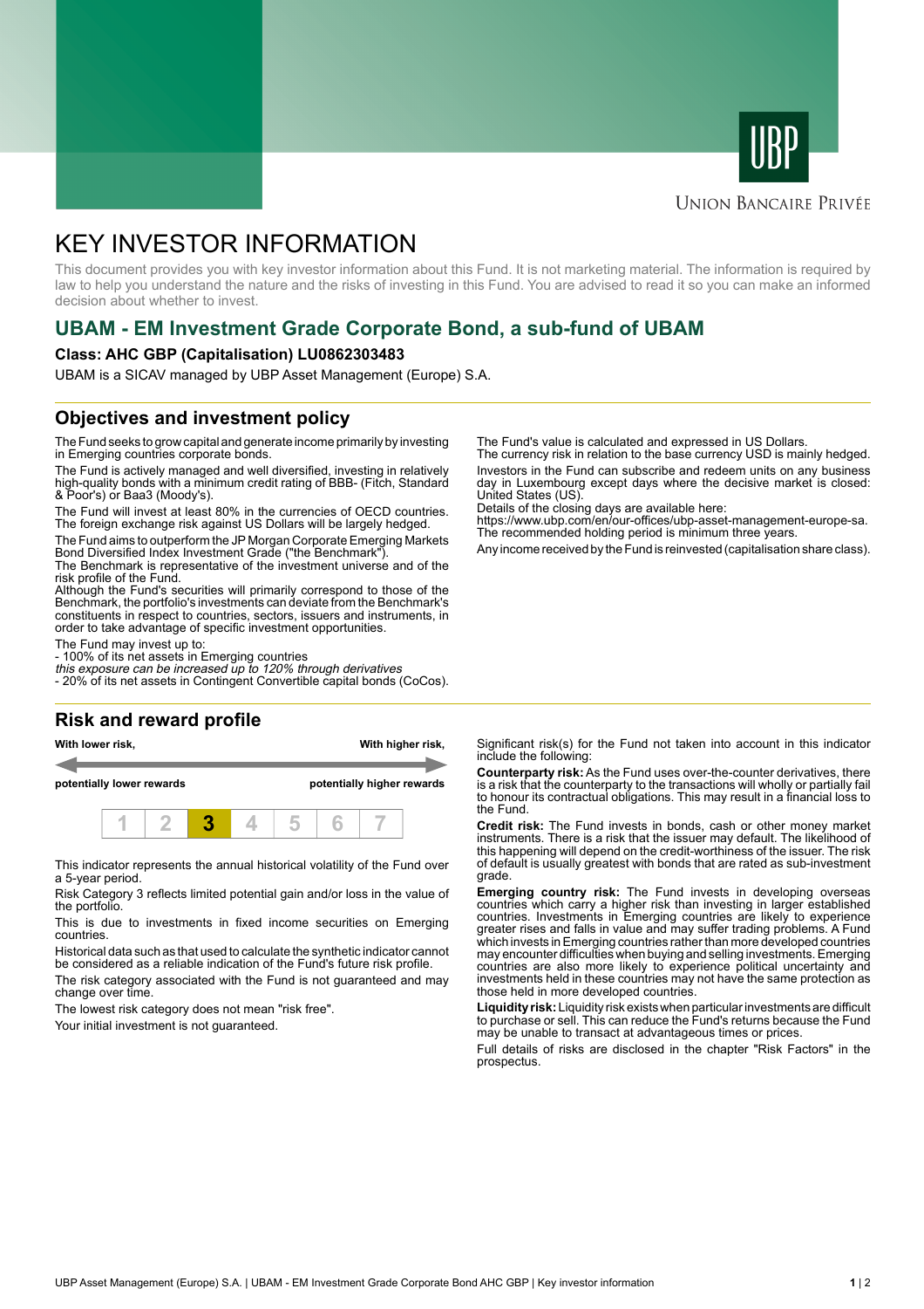# KEY INVESTOR INFORMATION

This document provides you with key investor information about this Fund. It is not marketing material. The information is required by law to help you understand the nature and the risks of investing in this Fund. You are advised to read it so you can make an informed decision about whether to invest.

## UBAM - EM Investment Grade Corporate Bond, a sub-fund of UBAM

**Class: AHC GBP (Capitalisation) LU0862303483**

UBAM is a SICAV managed by UBP Asset Management (Europe) S.A.

## Objectives and investment policy

The Fund seeks to grow capital and generate income primarily by investing in Emerging countries corporate bonds.

The Fund is actively managed and well diversified, investing in relatively high-quality bonds with a minimum credit rating of BBB- (Fitch, Standard & Poor's) or Baa3 (Moody's).

The Fund will invest at least 80% in the currencies of OECD countries. The foreign exchange risk against US Dollars will be largely hedged.

The Fund aims to outperform the JP Morgan Corporate Emerging Markets Bond Diversified Index Investment Grade ("the Benchmark").
The Benchmark is representative of the investment universe and of the risk profile of the Fund.
Although the Fund's securities will primarily correspond to those of the Benchmark, the portfolio's investments can deviate from the Benchmark's constituents in respect to countries, sectors, issuers and instruments, in order to take advantage of specific investment opportunities.

The Fund may invest up to:
- 100% of its net assets in Emerging countries
*this exposure can be increased up to 120% through derivatives*
- 20% of its net assets in Contingent Convertible capital bonds (CoCos).

The Fund's value is calculated and expressed in US Dollars.
The currency risk in relation to the base currency USD is mainly hedged.

Investors in the Fund can subscribe and redeem units on any business day in Luxembourg except days where the decisive market is closed: United States (US).
Details of the closing days are available here:
https://www.ubp.com/en/our-offices/ubp-asset-management-europe-sa.
The recommended holding period is minimum three years.

Any income received by the Fund is reinvested (capitalisation share class).

## Risk and reward profile

| **With lower risk,** | | | | | | **With higher risk,** |
|---|---|---|---|---|---|---|
| **potentially lower rewards** | | | | | | **potentially higher rewards** |
| 1 | 2 | **3** | 4 | 5 | 6 | 7 |

This indicator represents the annual historical volatility of the Fund over a 5-year period.

Risk Category 3 reflects limited potential gain and/or loss in the value of the portfolio.

This is due to investments in fixed income securities on Emerging countries.

Historical data such as that used to calculate the synthetic indicator cannot be considered as a reliable indication of the Fund's future risk profile.

The risk category associated with the Fund is not guaranteed and may change over time.

The lowest risk category does not mean "risk free".

Your initial investment is not guaranteed.

Significant risk(s) for the Fund not taken into account in this indicator include the following:

**Counterparty risk:** As the Fund uses over-the-counter derivatives, there is a risk that the counterparty to the transactions will wholly or partially fail to honour its contractual obligations. This may result in a financial loss to the Fund.

**Credit risk:** The Fund invests in bonds, cash or other money market instruments. There is a risk that the issuer may default. The likelihood of this happening will depend on the credit-worthiness of the issuer. The risk of default is usually greatest with bonds that are rated as sub-investment grade.

**Emerging country risk:** The Fund invests in developing overseas countries which carry a higher risk than investing in larger established countries. Investments in Emerging countries are likely to experience greater rises and falls in value and may suffer trading problems. A Fund which invests in Emerging countries rather than more developed countries may encounter difficulties when buying and selling investments. Emerging countries are also more likely to experience political uncertainty and investments held in these countries may not have the same protection as those held in more developed countries.

**Liquidity risk:** Liquidity risk exists when particular investments are difficult to purchase or sell. This can reduce the Fund's returns because the Fund may be unable to transact at advantageous times or prices.

Full details of risks are disclosed in the chapter "Risk Factors" in the prospectus.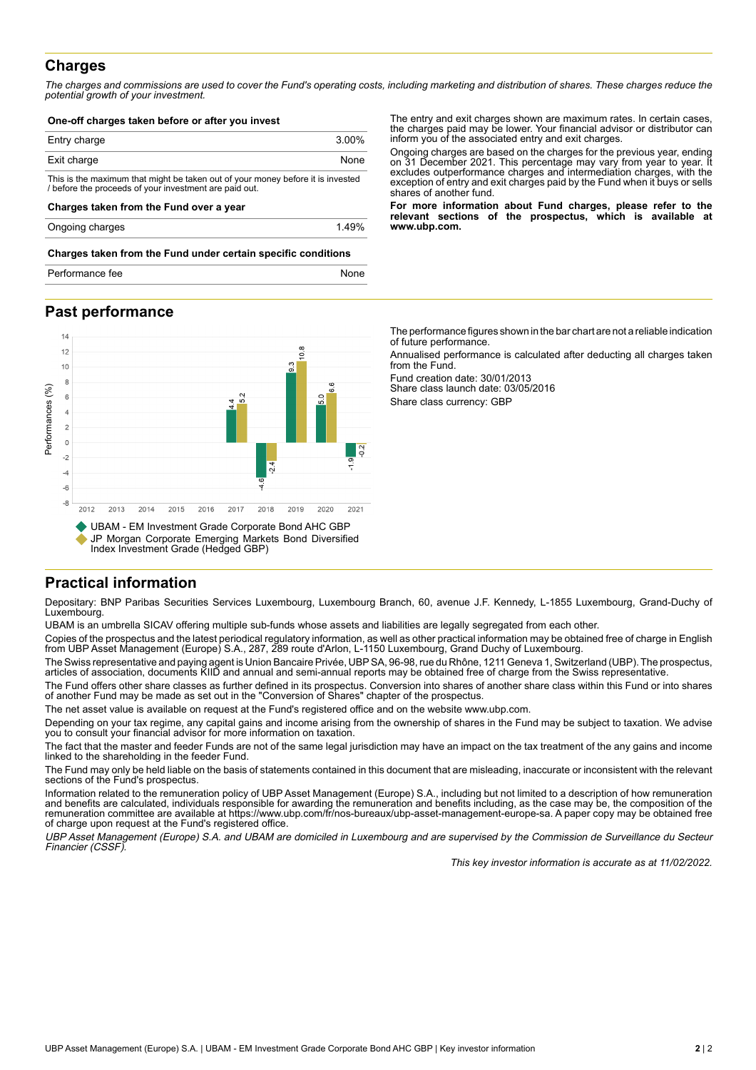## Charges

*The charges and commissions are used to cover the Fund's operating costs, including marketing and distribution of shares. These charges reduce the potential growth of your investment.*

| One-off charges taken before or after you invest | |
|---|---|
| Entry charge | 3.00% |
| Exit charge | None |

This is the maximum that might be taken out of your money before it is invested / before the proceeds of your investment are paid out.

| Charges taken from the Fund over a year | |
|---|---|
| Ongoing charges | 1.49% |

| Charges taken from the Fund under certain specific conditions | |
|---|---|
| Performance fee | None |

The entry and exit charges shown are maximum rates. In certain cases, the charges paid may be lower. Your financial advisor or distributor can inform you of the associated entry and exit charges.

Ongoing charges are based on the charges for the previous year, ending on 31 December 2021. This percentage may vary from year to year. It excludes outperformance charges and intermediation charges, with the exception of entry and exit charges paid by the Fund when it buys or sells shares of another fund.

**For more information about Fund charges, please refer to the relevant sections of the prospectus, which is available at www.ubp.com.**

## Past performance

Performances (%)

14
12
10
8
6
4
2
0
-2
-4
-6
-8

2012 2013 2014 2015 2016 2017 2018 2019 2020 2021

4.4 5.2
-4.6 -2.4
9.3 10.8
5.0 6.6
-1.9 -0.2

UBAM - EM Investment Grade Corporate Bond AHC GBP
JP Morgan Corporate Emerging Markets Bond Diversified Index Investment Grade (Hedged GBP)

The performance figures shown in the bar chart are not a reliable indication of future performance.

Annualised performance is calculated after deducting all charges taken from the Fund.

Fund creation date: 30/01/2013
Share class launch date: 03/05/2016
Share class currency: GBP

## Practical information

Depositary: BNP Paribas Securities Services Luxembourg, Luxembourg Branch, 60, avenue J.F. Kennedy, L-1855 Luxembourg, Grand-Duchy of Luxembourg.

UBAM is an umbrella SICAV offering multiple sub-funds whose assets and liabilities are legally segregated from each other.

Copies of the prospectus and the latest periodical regulatory information, as well as other practical information may be obtained free of charge in English from UBP Asset Management (Europe) S.A., 287, 289 route d'Arlon, L-1150 Luxembourg, Grand Duchy of Luxembourg.

The Swiss representative and paying agent is Union Bancaire Privée, UBP SA, 96-98, rue du Rhône, 1211 Geneva 1, Switzerland (UBP). The prospectus, articles of association, documents KIID and annual and semi-annual reports may be obtained free of charge from the Swiss representative.

The Fund offers other share classes as further defined in its prospectus. Conversion into shares of another share class within this Fund or into shares of another Fund may be made as set out in the "Conversion of Shares" chapter of the prospectus.

The net asset value is available on request at the Fund's registered office and on the website www.ubp.com.

Depending on your tax regime, any capital gains and income arising from the ownership of shares in the Fund may be subject to taxation. We advise you to consult your financial advisor for more information on taxation.

The fact that the master and feeder Funds are not of the same legal jurisdiction may have an impact on the tax treatment of the any gains and income linked to the shareholding in the feeder Fund.

The Fund may only be held liable on the basis of statements contained in this document that are misleading, inaccurate or inconsistent with the relevant sections of the Fund's prospectus.

Information related to the remuneration policy of UBP Asset Management (Europe) S.A., including but not limited to a description of how remuneration and benefits are calculated, individuals responsible for awarding the remuneration and benefits including, as the case may be, the composition of the remuneration committee are available at https://www.ubp.com/fr/nos-bureaux/ubp-asset-management-europe-sa. A paper copy may be obtained free of charge upon request at the Fund's registered office.

*UBP Asset Management (Europe) S.A. and UBAM are domiciled in Luxembourg and are supervised by the Commission de Surveillance du Secteur Financier (CSSF).*

*This key investor information is accurate as at 11/02/2022.*